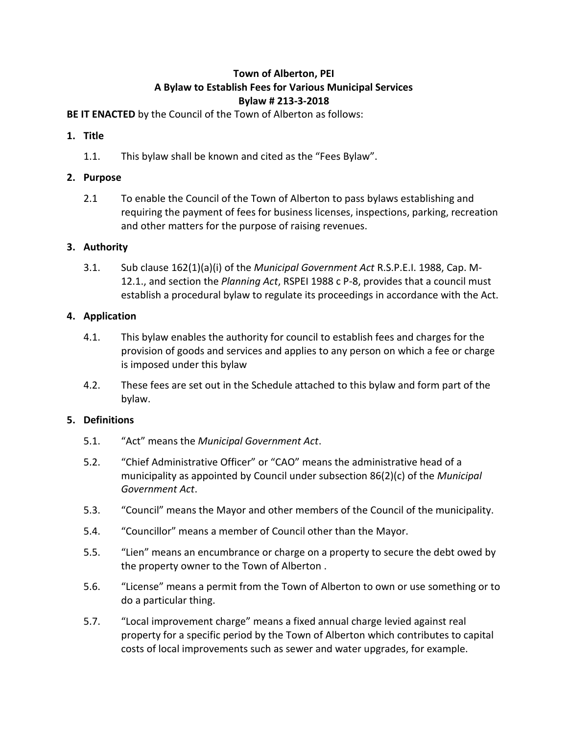**Town of Alberton, PEI**
**A Bylaw to Establish Fees for Various Municipal Services**
**Bylaw # 213-3-2018**

**BE IT ENACTED** by the Council of the Town of Alberton as follows:

1. **Title**

   1.1. This bylaw shall be known and cited as the "Fees Bylaw".

2. **Purpose**

   2.1 To enable the Council of the Town of Alberton to pass bylaws establishing and requiring the payment of fees for business licenses, inspections, parking, recreation and other matters for the purpose of raising revenues.

3. **Authority**

   3.1. Sub clause 162(1)(a)(i) of the *Municipal Government Act* R.S.P.E.I. 1988, Cap. M-12.1., and section the *Planning Act*, RSPEI 1988 c P-8, provides that a council must establish a procedural bylaw to regulate its proceedings in accordance with the Act.

4. **Application**

   4.1. This bylaw enables the authority for council to establish fees and charges for the provision of goods and services and applies to any person on which a fee or charge is imposed under this bylaw

   4.2. These fees are set out in the Schedule attached to this bylaw and form part of the bylaw.

5. **Definitions**

   5.1. "Act" means the *Municipal Government Act*.

   5.2. "Chief Administrative Officer" or "CAO" means the administrative head of a municipality as appointed by Council under subsection 86(2)(c) of the *Municipal Government Act*.

   5.3. "Council" means the Mayor and other members of the Council of the municipality.

   5.4. "Councillor" means a member of Council other than the Mayor.

   5.5. "Lien" means an encumbrance or charge on a property to secure the debt owed by the property owner to the Town of Alberton .

   5.6. "License" means a permit from the Town of Alberton to own or use something or to do a particular thing.

   5.7. "Local improvement charge" means a fixed annual charge levied against real property for a specific period by the Town of Alberton which contributes to capital costs of local improvements such as sewer and water upgrades, for example.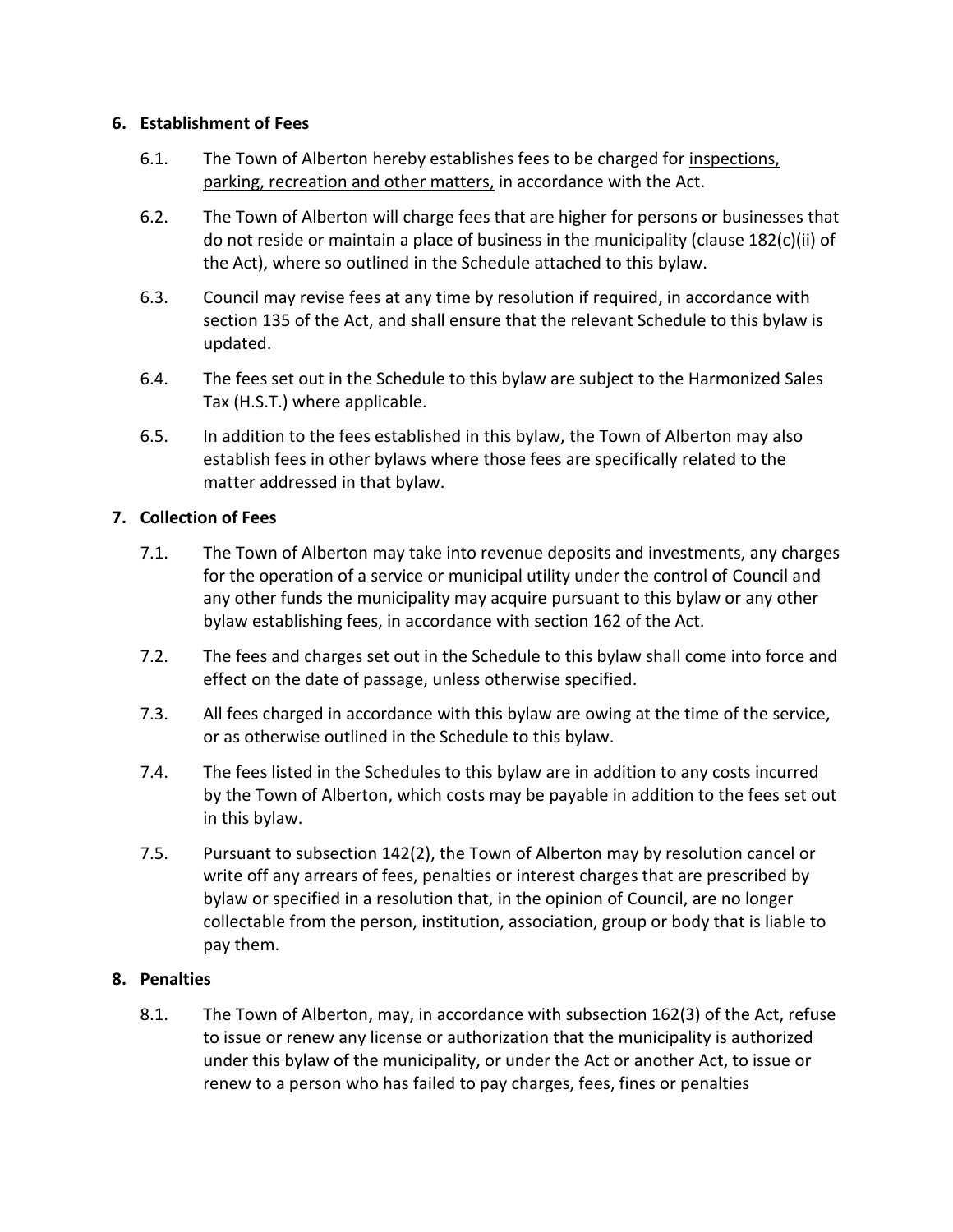## 6. Establishment of Fees

6.1. The Town of Alberton hereby establishes fees to be charged for <u>inspections, parking, recreation and other matters,</u> in accordance with the Act.

6.2. The Town of Alberton will charge fees that are higher for persons or businesses that do not reside or maintain a place of business in the municipality (clause 182(c)(ii) of the Act), where so outlined in the Schedule attached to this bylaw.

6.3. Council may revise fees at any time by resolution if required, in accordance with section 135 of the Act, and shall ensure that the relevant Schedule to this bylaw is updated.

6.4. The fees set out in the Schedule to this bylaw are subject to the Harmonized Sales Tax (H.S.T.) where applicable.

6.5. In addition to the fees established in this bylaw, the Town of Alberton may also establish fees in other bylaws where those fees are specifically related to the matter addressed in that bylaw.

## 7. Collection of Fees

7.1. The Town of Alberton may take into revenue deposits and investments, any charges for the operation of a service or municipal utility under the control of Council and any other funds the municipality may acquire pursuant to this bylaw or any other bylaw establishing fees, in accordance with section 162 of the Act.

7.2. The fees and charges set out in the Schedule to this bylaw shall come into force and effect on the date of passage, unless otherwise specified.

7.3. All fees charged in accordance with this bylaw are owing at the time of the service, or as otherwise outlined in the Schedule to this bylaw.

7.4. The fees listed in the Schedules to this bylaw are in addition to any costs incurred by the Town of Alberton, which costs may be payable in addition to the fees set out in this bylaw.

7.5. Pursuant to subsection 142(2), the Town of Alberton may by resolution cancel or write off any arrears of fees, penalties or interest charges that are prescribed by bylaw or specified in a resolution that, in the opinion of Council, are no longer collectable from the person, institution, association, group or body that is liable to pay them.

## 8. Penalties

8.1. The Town of Alberton, may, in accordance with subsection 162(3) of the Act, refuse to issue or renew any license or authorization that the municipality is authorized under this bylaw of the municipality, or under the Act or another Act, to issue or renew to a person who has failed to pay charges, fees, fines or penalties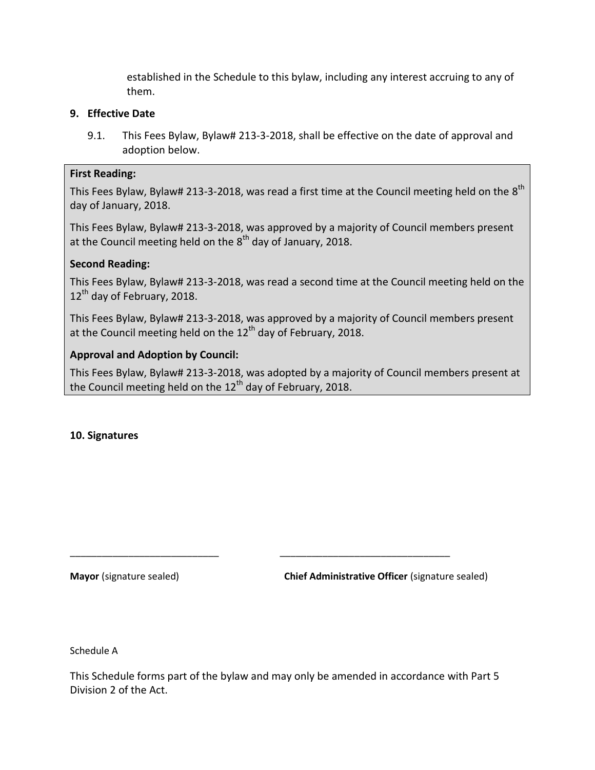established in the Schedule to this bylaw, including any interest accruing to any of them.

**9. Effective Date**

9.1. This Fees Bylaw, Bylaw# 213-3-2018, shall be effective on the date of approval and adoption below.

**First Reading:**

This Fees Bylaw, Bylaw# 213-3-2018, was read a first time at the Council meeting held on the 8th day of January, 2018.

This Fees Bylaw, Bylaw# 213-3-2018, was approved by a majority of Council members present at the Council meeting held on the 8th day of January, 2018.

**Second Reading:**

This Fees Bylaw, Bylaw# 213-3-2018, was read a second time at the Council meeting held on the 12th day of February, 2018.

This Fees Bylaw, Bylaw# 213-3-2018, was approved by a majority of Council members present at the Council meeting held on the 12th day of February, 2018.

**Approval and Adoption by Council:**

This Fees Bylaw, Bylaw# 213-3-2018, was adopted by a majority of Council members present at the Council meeting held on the 12th day of February, 2018.

**10. Signatures**

___________________________ ______________________________

**Mayor** (signature sealed) **Chief Administrative Officer** (signature sealed)

Schedule A

This Schedule forms part of the bylaw and may only be amended in accordance with Part 5 Division 2 of the Act.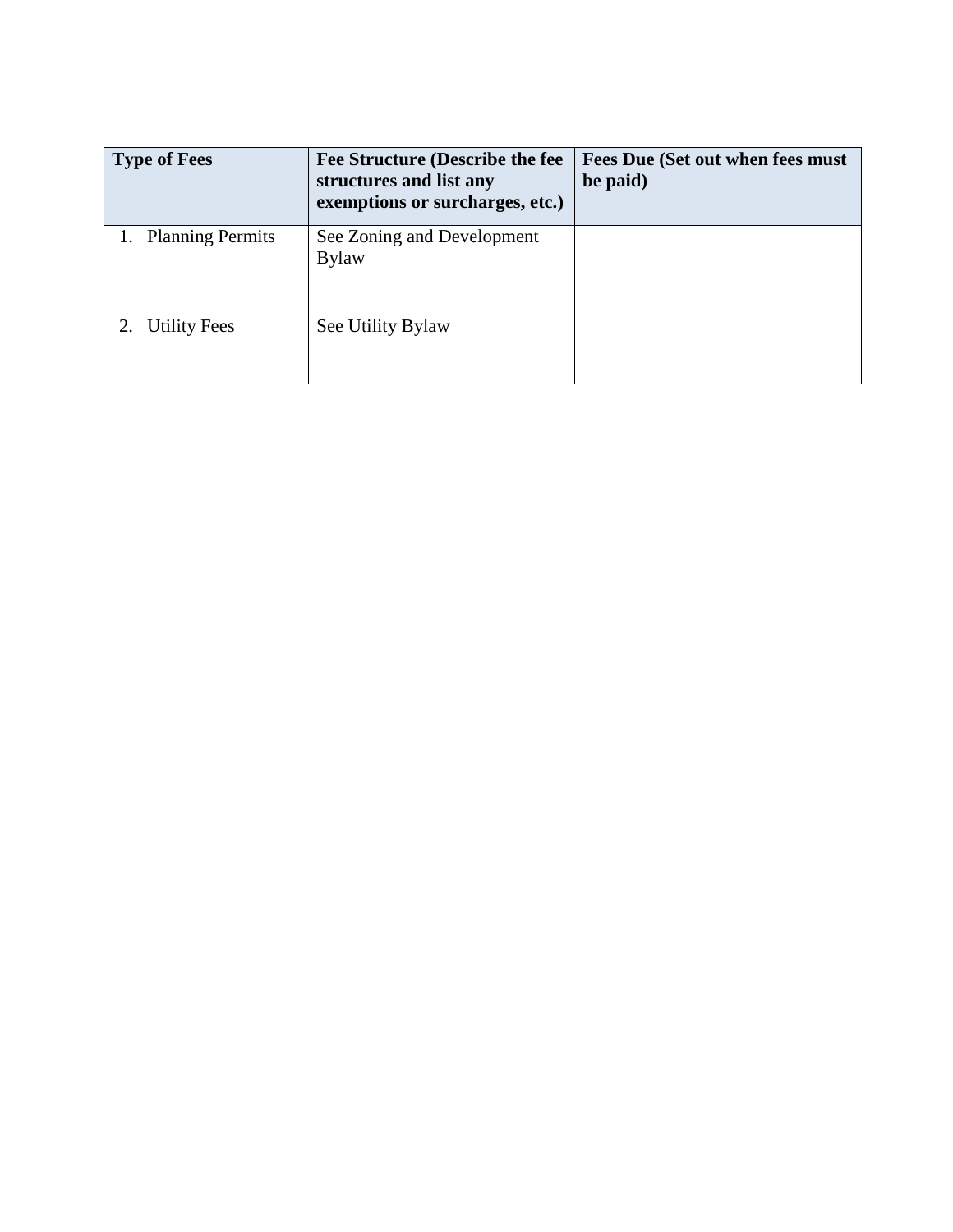| Type of Fees | Fee Structure (Describe the fee structures and list any exemptions or surcharges, etc.) | Fees Due (Set out when fees must be paid) |
|---|---|---|
| 1. Planning Permits | See Zoning and Development Bylaw | |
| 2. Utility Fees | See Utility Bylaw | |